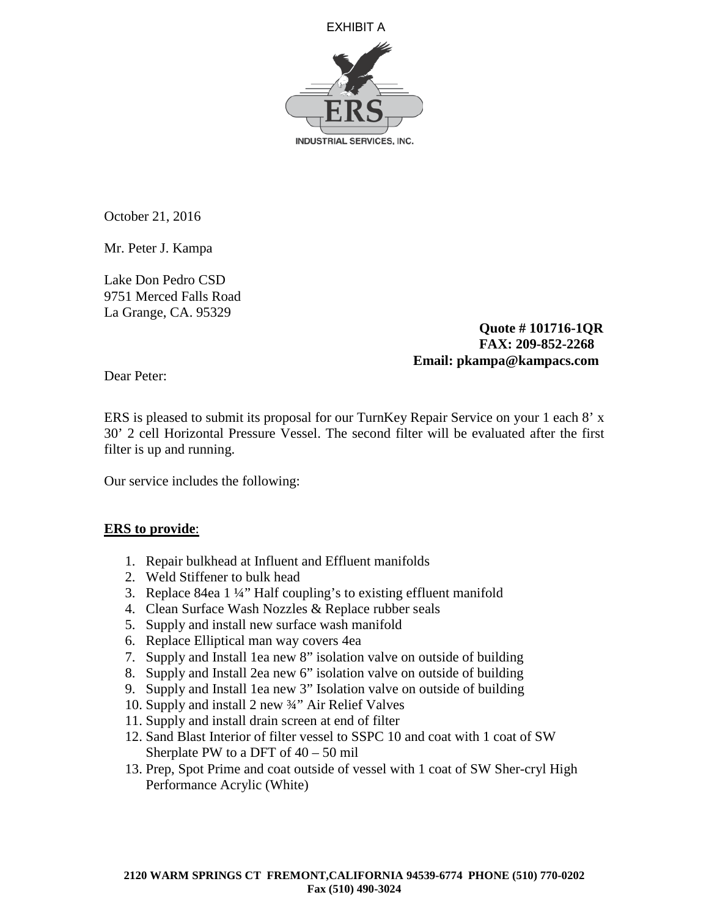EXHIBIT A

ERS

INDUSTRIAL SERVICES, INC.

October 21, 2016

Mr. Peter J. Kampa

Lake Don Pedro CSD
9751 Merced Falls Road
La Grange, CA. 95329

**Quote # 101716-1QR**
**FAX: 209-852-2268**
**Email: pkampa@kampacs.com**

Dear Peter:

ERS is pleased to submit its proposal for our TurnKey Repair Service on your 1 each 8' x 30' 2 cell Horizontal Pressure Vessel. The second filter will be evaluated after the first filter is up and running.

Our service includes the following:

**<u>ERS to provide</u>**:

1. Repair bulkhead at Influent and Effluent manifolds
2. Weld Stiffener to bulk head
3. Replace 84ea 1 ¼" Half coupling's to existing effluent manifold
4. Clean Surface Wash Nozzles & Replace rubber seals
5. Supply and install new surface wash manifold
6. Replace Elliptical man way covers 4ea
7. Supply and Install 1ea new 8" isolation valve on outside of building
8. Supply and Install 2ea new 6" isolation valve on outside of building
9. Supply and Install 1ea new 3" Isolation valve on outside of building
10. Supply and install 2 new ¾" Air Relief Valves
11. Supply and install drain screen at end of filter
12. Sand Blast Interior of filter vessel to SSPC 10 and coat with 1 coat of SW Sherplate PW to a DFT of 40 – 50 mil
13. Prep, Spot Prime and coat outside of vessel with 1 coat of SW Sher-cryl High Performance Acrylic (White)

**2120 WARM SPRINGS CT FREMONT,CALIFORNIA 94539-6774 PHONE (510) 770-0202**
**Fax (510) 490-3024**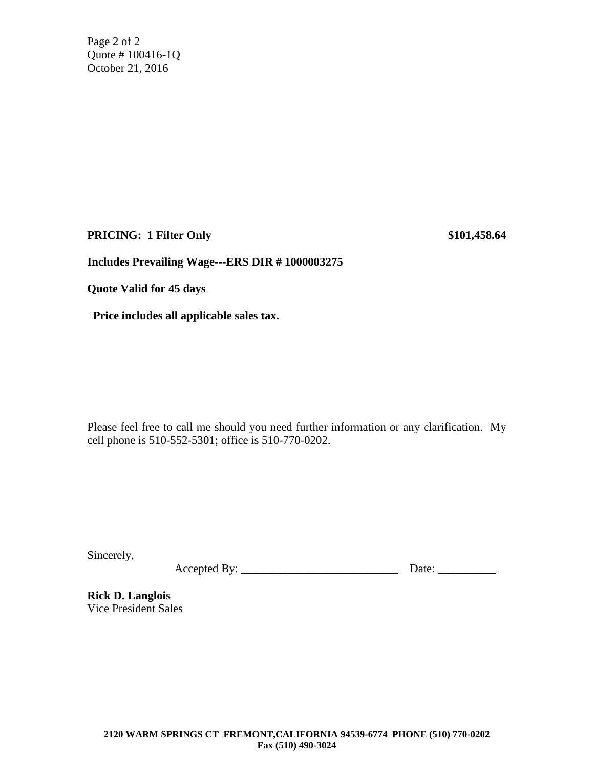**PRICING: 1 Filter Only** **$101,458.64**

**Includes Prevailing Wage---ERS DIR # 1000003275**

**Quote Valid for 45 days**

**Price includes all applicable sales tax.**

Please feel free to call me should you need further information or any clarification. My cell phone is 510-552-5301; office is 510-770-0202.

Sincerely,

Accepted By: ___________________________ Date: __________

**Rick D. Langlois**
Vice President Sales

**2120 WARM SPRINGS CT FREMONT,CALIFORNIA 94539-6774 PHONE (510) 770-0202**
**Fax (510) 490-3024**